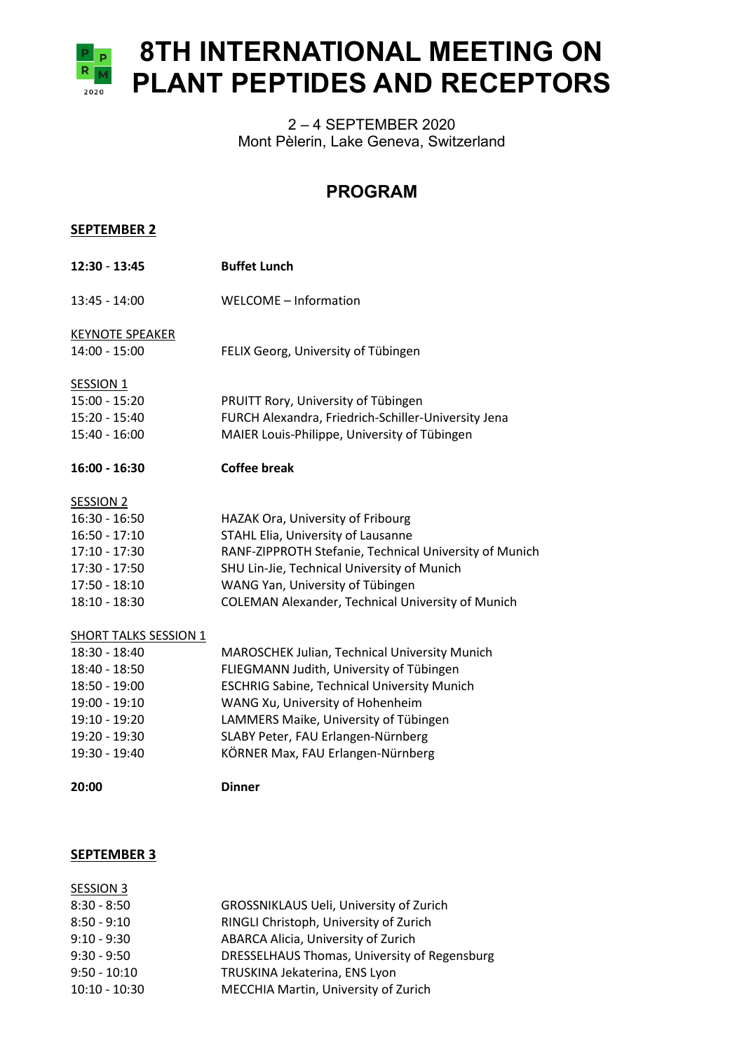# 8TH INTERNATIONAL MEETING ON PLANT PEPTIDES AND RECEPTORS

2 – 4 SEPTEMBER 2020
Mont Pèlerin, Lake Geneva, Switzerland

## PROGRAM

**SEPTEMBER 2**

| | |
|---|---|
| **12:30 - 13:45** | **Buffet Lunch** |
| 13:45 - 14:00 | WELCOME – Information |

KEYNOTE SPEAKER

| | |
|---|---|
| 14:00 - 15:00 | FELIX Georg, University of Tübingen |

SESSION 1

| | |
|---|---|
| 15:00 - 15:20 | PRUITT Rory, University of Tübingen |
| 15:20 - 15:40 | FURCH Alexandra, Friedrich-Schiller-University Jena |
| 15:40 - 16:00 | MAIER Louis-Philippe, University of Tübingen |
| **16:00 - 16:30** | **Coffee break** |

SESSION 2

| | |
|---|---|
| 16:30 - 16:50 | HAZAK Ora, University of Fribourg |
| 16:50 - 17:10 | STAHL Elia, University of Lausanne |
| 17:10 - 17:30 | RANF-ZIPPROTH Stefanie, Technical University of Munich |
| 17:30 - 17:50 | SHU Lin-Jie, Technical University of Munich |
| 17:50 - 18:10 | WANG Yan, University of Tübingen |
| 18:10 - 18:30 | COLEMAN Alexander, Technical University of Munich |

SHORT TALKS SESSION 1

| | |
|---|---|
| 18:30 - 18:40 | MAROSCHEK Julian, Technical University Munich |
| 18:40 - 18:50 | FLIEGMANN Judith, University of Tübingen |
| 18:50 - 19:00 | ESCHRIG Sabine, Technical University Munich |
| 19:00 - 19:10 | WANG Xu, University of Hohenheim |
| 19:10 - 19:20 | LAMMERS Maike, University of Tübingen |
| 19:20 - 19:30 | SLABY Peter, FAU Erlangen-Nürnberg |
| 19:30 - 19:40 | KÖRNER Max, FAU Erlangen-Nürnberg |
| **20:00** | **Dinner** |

**SEPTEMBER 3**

SESSION 3

| | |
|---|---|
| 8:30 - 8:50 | GROSSNIKLAUS Ueli, University of Zurich |
| 8:50 - 9:10 | RINGLI Christoph, University of Zurich |
| 9:10 - 9:30 | ABARCA Alicia, University of Zurich |
| 9:30 - 9:50 | DRESSELHAUS Thomas, University of Regensburg |
| 9:50 - 10:10 | TRUSKINA Jekaterina, ENS Lyon |
| 10:10 - 10:30 | MECCHIA Martin, University of Zurich |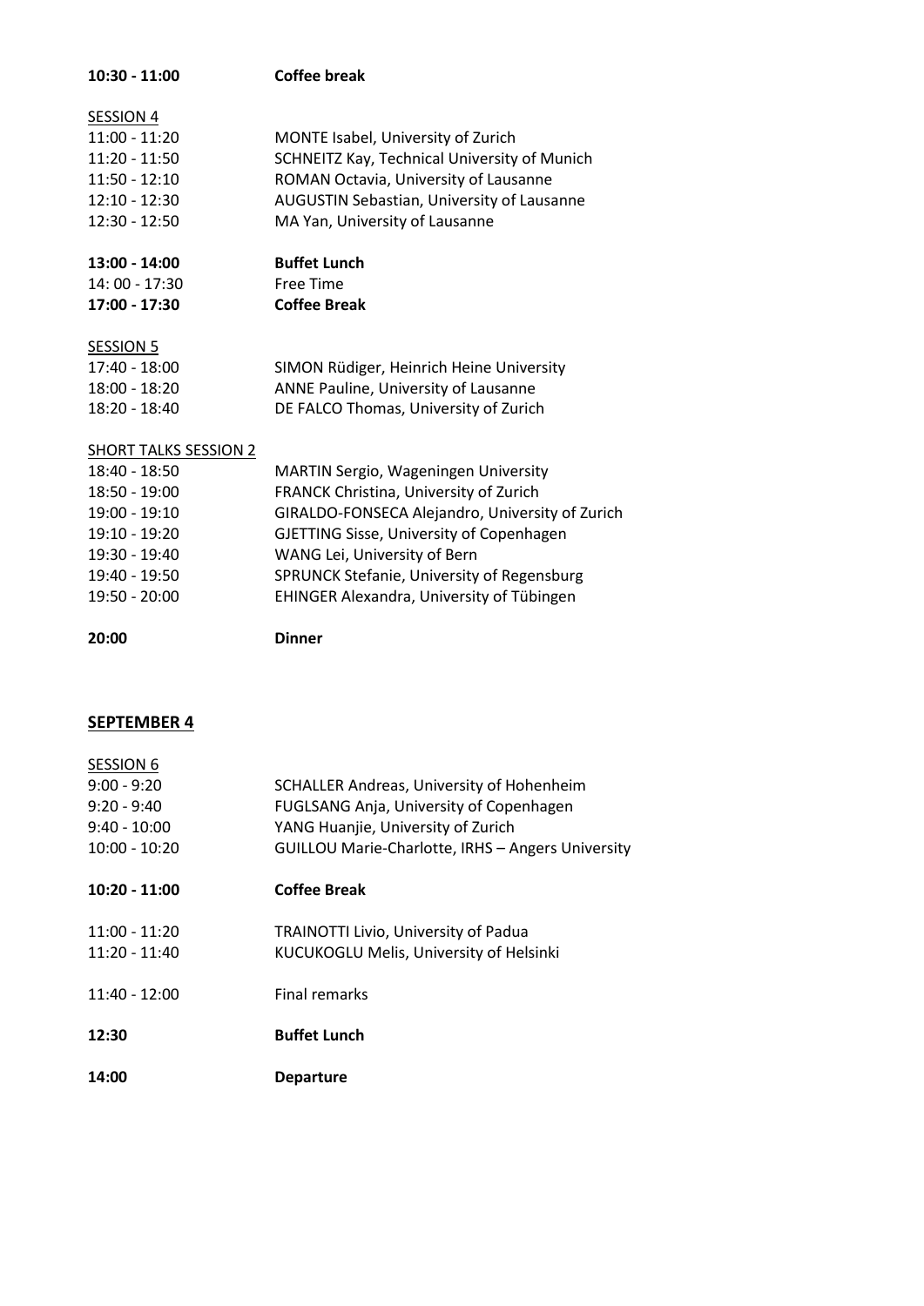**10:30 - 11:00** **Coffee break**

SESSION 4

| | |
|---|---|
| 11:00 - 11:20 | MONTE Isabel, University of Zurich |
| 11:20 - 11:50 | SCHNEITZ Kay, Technical University of Munich |
| 11:50 - 12:10 | ROMAN Octavia, University of Lausanne |
| 12:10 - 12:30 | AUGUSTIN Sebastian, University of Lausanne |
| 12:30 - 12:50 | MA Yan, University of Lausanne |

| | |
|---|---|
| **13:00 - 14:00** | **Buffet Lunch** |
| 14: 00 - 17:30 | Free Time |
| **17:00 - 17:30** | **Coffee Break** |

SESSION 5

| | |
|---|---|
| 17:40 - 18:00 | SIMON Rüdiger, Heinrich Heine University |
| 18:00 - 18:20 | ANNE Pauline, University of Lausanne |
| 18:20 - 18:40 | DE FALCO Thomas, University of Zurich |

SHORT TALKS SESSION 2

| | |
|---|---|
| 18:40 - 18:50 | MARTIN Sergio, Wageningen University |
| 18:50 - 19:00 | FRANCK Christina, University of Zurich |
| 19:00 - 19:10 | GIRALDO-FONSECA Alejandro, University of Zurich |
| 19:10 - 19:20 | GJETTING Sisse, University of Copenhagen |
| 19:30 - 19:40 | WANG Lei, University of Bern |
| 19:40 - 19:50 | SPRUNCK Stefanie, University of Regensburg |
| 19:50 - 20:00 | EHINGER Alexandra, University of Tübingen |

**20:00** **Dinner**

## SEPTEMBER 4

SESSION 6

| | |
|---|---|
| 9:00 - 9:20 | SCHALLER Andreas, University of Hohenheim |
| 9:20 - 9:40 | FUGLSANG Anja, University of Copenhagen |
| 9:40 - 10:00 | YANG Huanjie, University of Zurich |
| 10:00 - 10:20 | GUILLOU Marie-Charlotte, IRHS – Angers University |

**10:20 - 11:00** **Coffee Break**

| | |
|---|---|
| 11:00 - 11:20 | TRAINOTTI Livio, University of Padua |
| 11:20 - 11:40 | KUCUKOGLU Melis, University of Helsinki |

11:40 - 12:00 Final remarks

**12:30** **Buffet Lunch**

**14:00** **Departure**